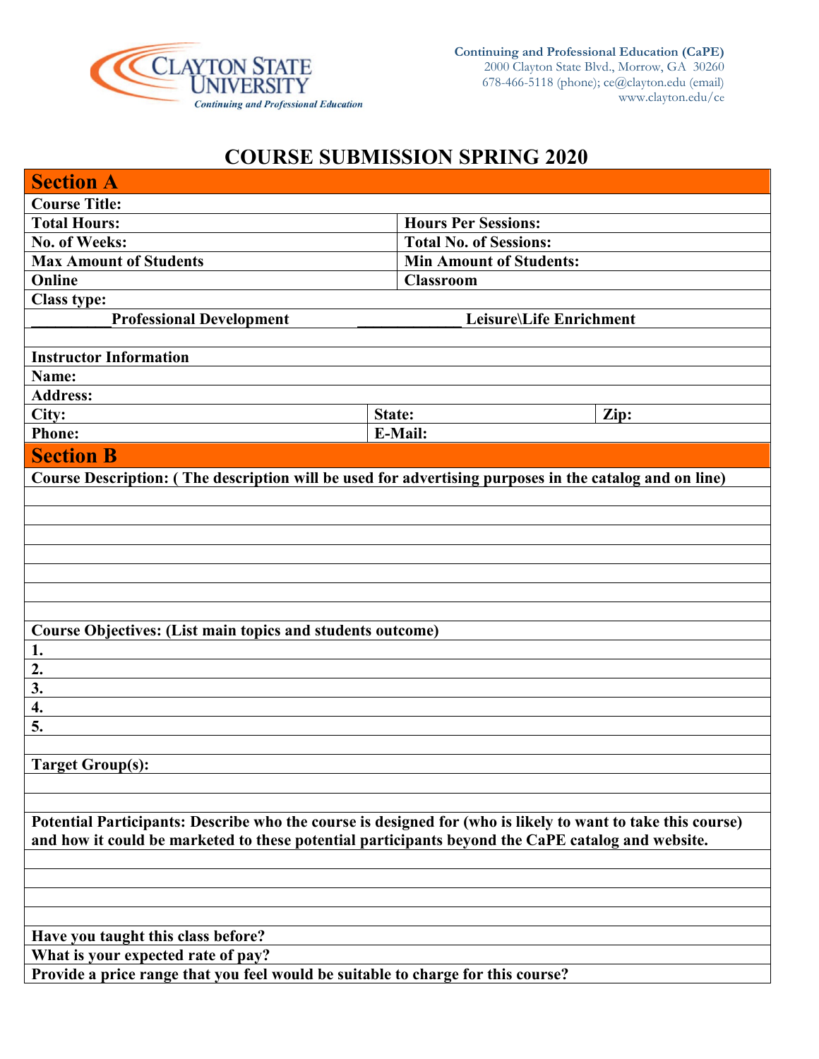Continuing and Professional Education (CaPE)
2000 Clayton State Blvd., Morrow, GA 30260
678-466-5118 (phone); ce@clayton.edu (email)
www.clayton.edu/ce

# COURSE SUBMISSION SPRING 2020

## Section A

| | | |
|---|---|---|
| **Course Title:** | | |
| **Total Hours:** | **Hours Per Sessions:** | |
| **No. of Weeks:** | **Total No. of Sessions:** | |
| **Max Amount of Students** | **Min Amount of Students:** | |
| **Online** | **Classroom** | |
| **Class type:** | | |
| __________**Professional Development** | _____________ **Leisure\Life Enrichment** | |
| | | |
| **Instructor Information** | | |
| **Name:** | | |
| **Address:** | | |
| **City:** | **State:** | **Zip:** |
| **Phone:** | **E-Mail:** | |

## Section B

**Course Description: ( The description will be used for advertising purposes in the catalog and on line)**

**Course Objectives: (List main topics and students outcome)**

**1.**
**2.**
**3.**
**4.**
**5.**

**Target Group(s):**

**Potential Participants: Describe who the course is designed for (who is likely to want to take this course) and how it could be marketed to these potential participants beyond the CaPE catalog and website.**

**Have you taught this class before?**

**What is your expected rate of pay?**

**Provide a price range that you feel would be suitable to charge for this course?**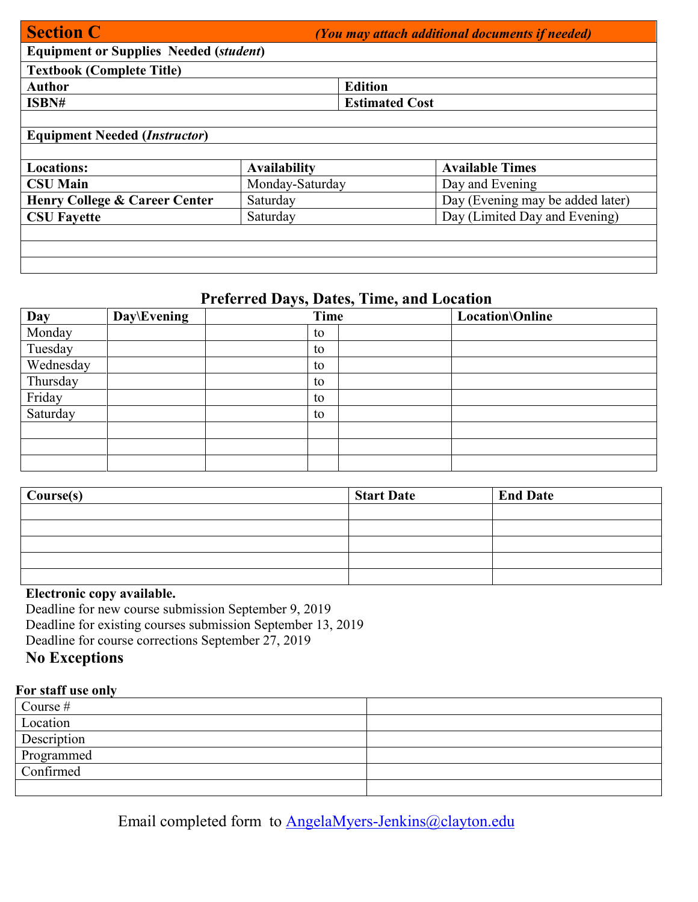## Section C *(You may attach additional documents if needed)*

**Equipment or Supplies Needed (*student*)**

**Textbook (Complete Title)**

| | |
|---|---|
| **Author** | **Edition** |
| **ISBN#** | **Estimated Cost** |

**Equipment Needed (*Instructor*)**

| **Locations:** | **Availability** | **Available Times** |
|---|---|---|
| **CSU Main** | Monday-Saturday | Day and Evening |
| **Henry College & Career Center** | Saturday | Day (Evening may be added later) |
| **CSU Fayette** | Saturday | Day (Limited Day and Evening) |
| | | |
| | | |
| | | |

### Preferred Days, Dates, Time, and Location

| **Day** | **Day\Evening** | **Time** | | | **Location\Online** |
|---|---|---|---|---|---|
| Monday | | | to | | |
| Tuesday | | | to | | |
| Wednesday | | | to | | |
| Thursday | | | to | | |
| Friday | | | to | | |
| Saturday | | | to | | |
| | | | | | |
| | | | | | |
| | | | | | |

| **Course(s)** | **Start Date** | **End Date** |
|---|---|---|
| | | |
| | | |
| | | |
| | | |
| | | |

**Electronic copy available.**

Deadline for new course submission September 9, 2019

Deadline for existing courses submission September 13, 2019

Deadline for course corrections September 27, 2019

**No Exceptions**

**For staff use only**

| | |
|---|---|
| Course # | |
| Location | |
| Description | |
| Programmed | |
| Confirmed | |
| | |

Email completed form to AngelaMyers-Jenkins@clayton.edu